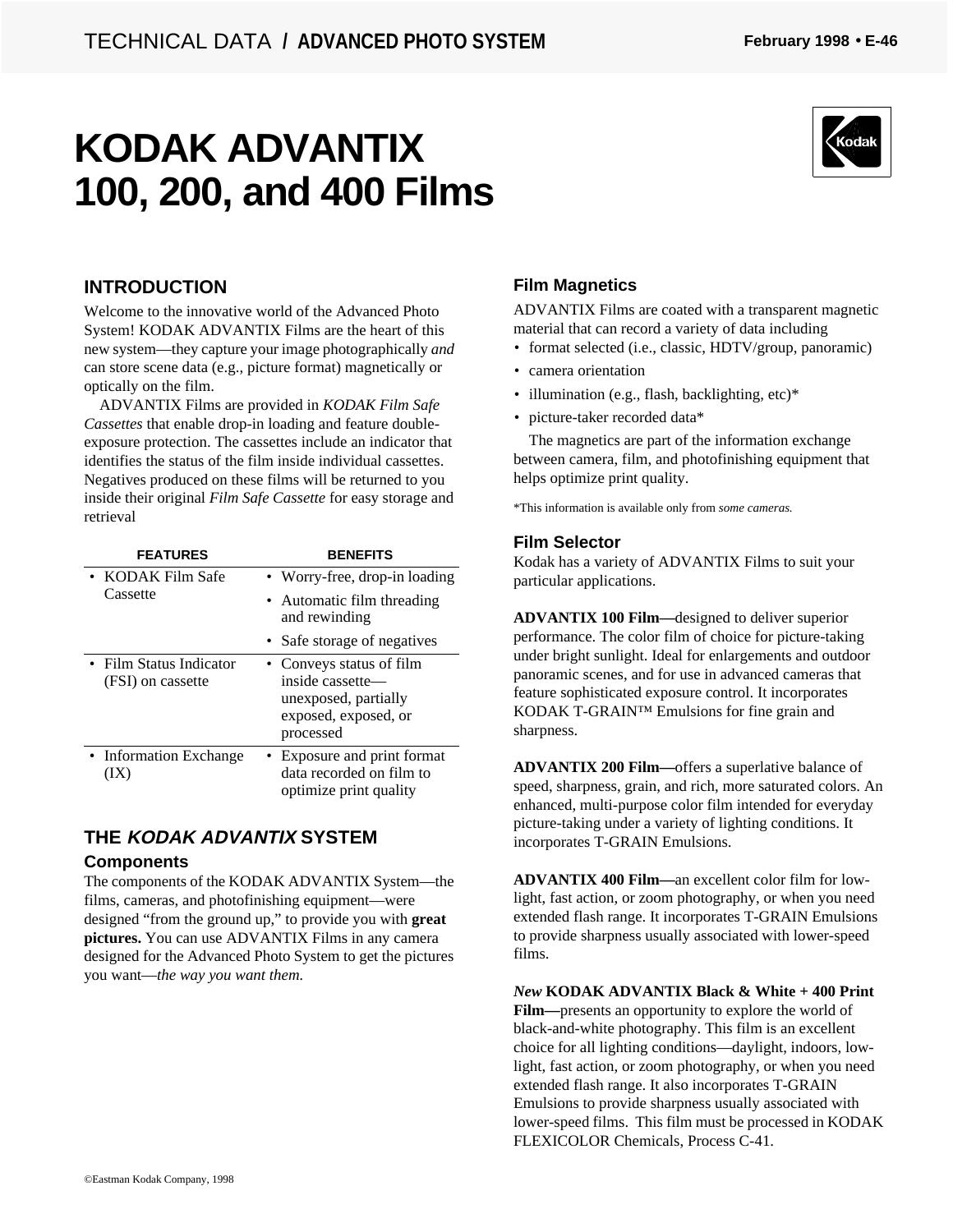# KODAK ADVANTIX 100, 200, and 400 Films

## INTRODUCTION

Welcome to the innovative world of the Advanced Photo System! KODAK ADVANTIX Films are the heart of this new system—they capture your image photographically *and* can store scene data (e.g., picture format) magnetically or optically on the film.

ADVANTIX Films are provided in *KODAK Film Safe Cassettes* that enable drop-in loading and feature double-exposure protection. The cassettes include an indicator that identifies the status of the film inside individual cassettes. Negatives produced on these films will be returned to you inside their original *Film Safe Cassette* for easy storage and retrieval

| FEATURES | BENEFITS |
|---|---|
| • KODAK Film Safe Cassette | • Worry-free, drop-in loading<br>• Automatic film threading and rewinding<br>• Safe storage of negatives |
| • Film Status Indicator (FSI) on cassette | • Conveys status of film inside cassette—unexposed, partially exposed, exposed, or processed |
| • Information Exchange (IX) | • Exposure and print format data recorded on film to optimize print quality |

## THE *KODAK ADVANTIX* SYSTEM

### Components

The components of the KODAK ADVANTIX System—the films, cameras, and photofinishing equipment—were designed "from the ground up," to provide you with **great pictures.** You can use ADVANTIX Films in any camera designed for the Advanced Photo System to get the pictures you want—*the way you want them.*

### Film Magnetics

ADVANTIX Films are coated with a transparent magnetic material that can record a variety of data including

- format selected (i.e., classic, HDTV/group, panoramic)
- camera orientation
- illumination (e.g., flash, backlighting, etc)*
- picture-taker recorded data*

The magnetics are part of the information exchange between camera, film, and photofinishing equipment that helps optimize print quality.

*This information is available only from *some cameras.*

### Film Selector

Kodak has a variety of ADVANTIX Films to suit your particular applications.

**ADVANTIX 100 Film—**designed to deliver superior performance. The color film of choice for picture-taking under bright sunlight. Ideal for enlargements and outdoor panoramic scenes, and for use in advanced cameras that feature sophisticated exposure control. It incorporates KODAK T-GRAIN™ Emulsions for fine grain and sharpness.

**ADVANTIX 200 Film—**offers a superlative balance of speed, sharpness, grain, and rich, more saturated colors. An enhanced, multi-purpose color film intended for everyday picture-taking under a variety of lighting conditions. It incorporates T-GRAIN Emulsions.

**ADVANTIX 400 Film—**an excellent color film for low-light, fast action, or zoom photography, or when you need extended flash range. It incorporates T-GRAIN Emulsions to provide sharpness usually associated with lower-speed films.

***New* KODAK ADVANTIX Black & White + 400 Print Film—**presents an opportunity to explore the world of black-and-white photography. This film is an excellent choice for all lighting conditions—daylight, indoors, low-light, fast action, or zoom photography, or when you need extended flash range. It also incorporates T-GRAIN Emulsions to provide sharpness usually associated with lower-speed films. This film must be processed in KODAK FLEXICOLOR Chemicals, Process C-41.

©Eastman Kodak Company, 1998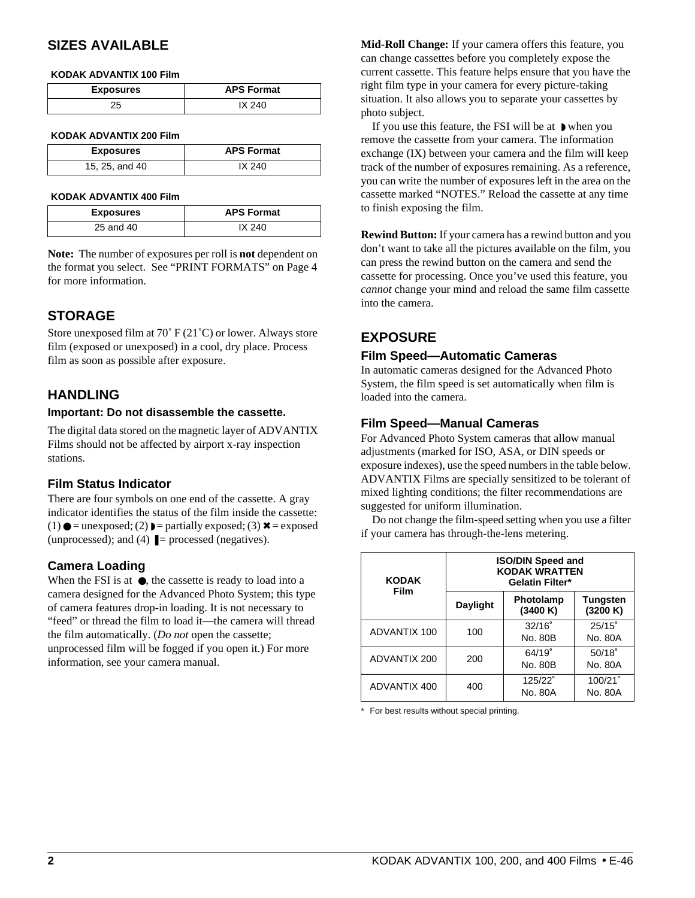## SIZES AVAILABLE

**KODAK ADVANTIX 100 Film**

| Exposures | APS Format |
|---|---|
| 25 | IX 240 |

**KODAK ADVANTIX 200 Film**

| Exposures | APS Format |
|---|---|
| 15, 25, and 40 | IX 240 |

**KODAK ADVANTIX 400 Film**

| Exposures | APS Format |
|---|---|
| 25 and 40 | IX 240 |

**Note:** The number of exposures per roll is **not** dependent on the format you select. See "PRINT FORMATS" on Page 4 for more information.

## STORAGE

Store unexposed film at 70˚ F (21˚C) or lower. Always store film (exposed or unexposed) in a cool, dry place. Process film as soon as possible after exposure.

## HANDLING

### Important: Do not disassemble the cassette.

The digital data stored on the magnetic layer of ADVANTIX Films should not be affected by airport x-ray inspection stations.

### Film Status Indicator

There are four symbols on one end of the cassette. A gray indicator identifies the status of the film inside the cassette: (1) ● = unexposed; (2) ◗ = partially exposed; (3) ✖ = exposed (unprocessed); and (4) ▌= processed (negatives).

### Camera Loading

When the FSI is at ●, the cassette is ready to load into a camera designed for the Advanced Photo System; this type of camera features drop-in loading. It is not necessary to "feed" or thread the film to load it—the camera will thread the film automatically. (*Do not* open the cassette; unprocessed film will be fogged if you open it.) For more information, see your camera manual.

**Mid-Roll Change:** If your camera offers this feature, you can change cassettes before you completely expose the current cassette. This feature helps ensure that you have the right film type in your camera for every picture-taking situation. It also allows you to separate your cassettes by photo subject.

If you use this feature, the FSI will be at ◗ when you remove the cassette from your camera. The information exchange (IX) between your camera and the film will keep track of the number of exposures remaining. As a reference, you can write the number of exposures left in the area on the cassette marked "NOTES." Reload the cassette at any time to finish exposing the film.

**Rewind Button:** If your camera has a rewind button and you don't want to take all the pictures available on the film, you can press the rewind button on the camera and send the cassette for processing. Once you've used this feature, you *cannot* change your mind and reload the same film cassette into the camera.

## EXPOSURE

### Film Speed—Automatic Cameras

In automatic cameras designed for the Advanced Photo System, the film speed is set automatically when film is loaded into the camera.

### Film Speed—Manual Cameras

For Advanced Photo System cameras that allow manual adjustments (marked for ISO, ASA, or DIN speeds or exposure indexes), use the speed numbers in the table below. ADVANTIX Films are specially sensitized to be tolerant of mixed lighting conditions; the filter recommendations are suggested for uniform illumination.

Do not change the film-speed setting when you use a filter if your camera has through-the-lens metering.

| KODAK Film | ISO/DIN Speed and KODAK WRATTEN Gelatin Filter* | | |
|---|---|---|---|
| | Daylight | Photolamp (3400 K) | Tungsten (3200 K) |
| ADVANTIX 100 | 100 | 32/16˚ No. 80B | 25/15˚ No. 80A |
| ADVANTIX 200 | 200 | 64/19˚ No. 80B | 50/18˚ No. 80A |
| ADVANTIX 400 | 400 | 125/22˚ No. 80A | 100/21˚ No. 80A |

\* For best results without special printing.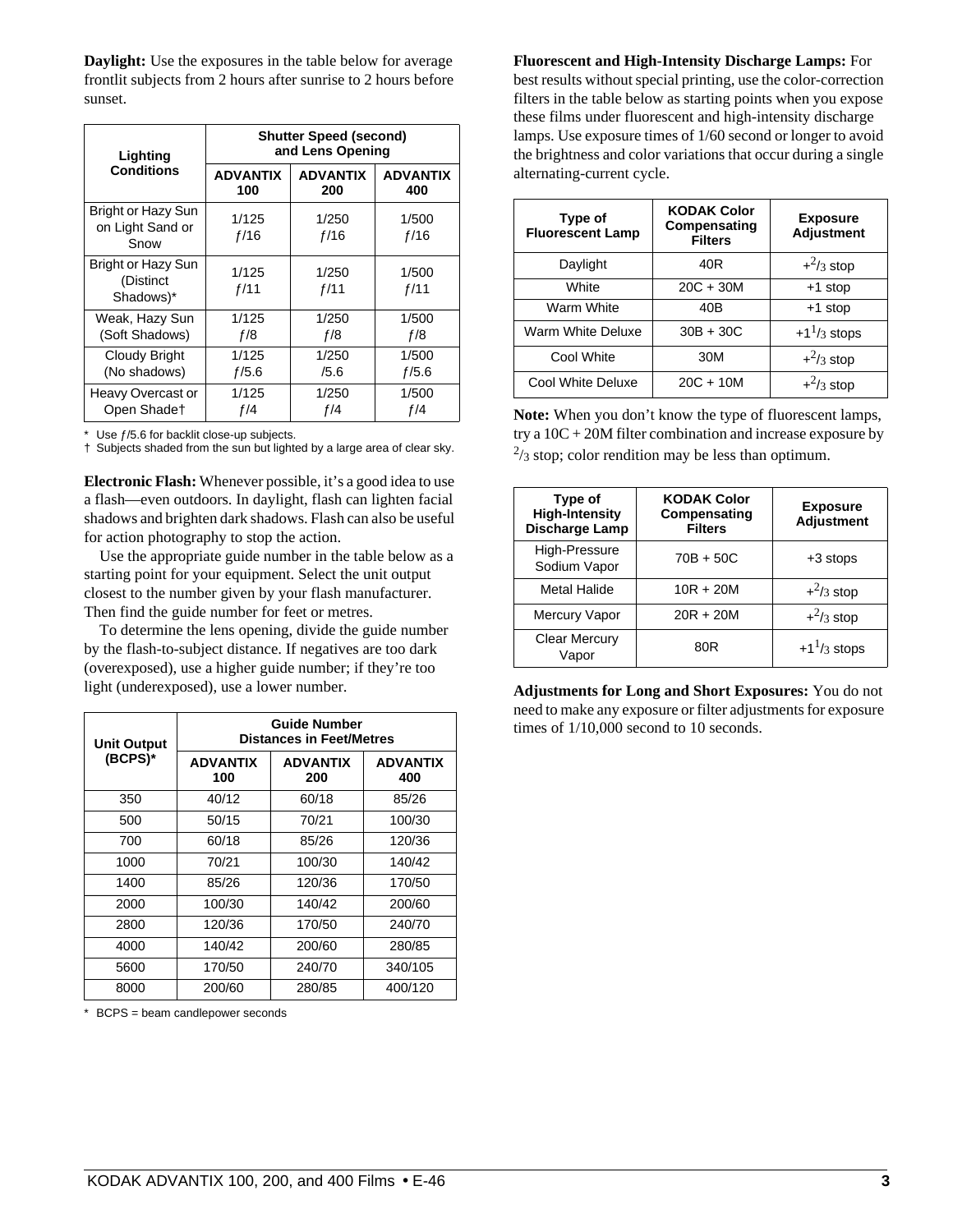**Daylight:** Use the exposures in the table below for average frontlit subjects from 2 hours after sunrise to 2 hours before sunset.

| Lighting Conditions | Shutter Speed (second) and Lens Opening | | |
|---|---|---|---|
| | ADVANTIX 100 | ADVANTIX 200 | ADVANTIX 400 |
| Bright or Hazy Sun on Light Sand or Snow | 1/125 ƒ/16 | 1/250 ƒ/16 | 1/500 ƒ/16 |
| Bright or Hazy Sun (Distinct Shadows)* | 1/125 ƒ/11 | 1/250 ƒ/11 | 1/500 ƒ/11 |
| Weak, Hazy Sun (Soft Shadows) | 1/125 ƒ/8 | 1/250 ƒ/8 | 1/500 ƒ/8 |
| Cloudy Bright (No shadows) | 1/125 ƒ/5.6 | 1/250 /5.6 | 1/500 ƒ/5.6 |
| Heavy Overcast or Open Shade† | 1/125 ƒ/4 | 1/250 ƒ/4 | 1/500 ƒ/4 |

\* Use ƒ/5.6 for backlit close-up subjects.
† Subjects shaded from the sun but lighted by a large area of clear sky.

**Electronic Flash:** Whenever possible, it's a good idea to use a flash—even outdoors. In daylight, flash can lighten facial shadows and brighten dark shadows. Flash can also be useful for action photography to stop the action.

Use the appropriate guide number in the table below as a starting point for your equipment. Select the unit output closest to the number given by your flash manufacturer. Then find the guide number for feet or metres.

To determine the lens opening, divide the guide number by the flash-to-subject distance. If negatives are too dark (overexposed), use a higher guide number; if they're too light (underexposed), use a lower number.

| Unit Output (BCPS)* | Guide Number Distances in Feet/Metres | | |
|---|---|---|---|
| | ADVANTIX 100 | ADVANTIX 200 | ADVANTIX 400 |
| 350 | 40/12 | 60/18 | 85/26 |
| 500 | 50/15 | 70/21 | 100/30 |
| 700 | 60/18 | 85/26 | 120/36 |
| 1000 | 70/21 | 100/30 | 140/42 |
| 1400 | 85/26 | 120/36 | 170/50 |
| 2000 | 100/30 | 140/42 | 200/60 |
| 2800 | 120/36 | 170/50 | 240/70 |
| 4000 | 140/42 | 200/60 | 280/85 |
| 5600 | 170/50 | 240/70 | 340/105 |
| 8000 | 200/60 | 280/85 | 400/120 |

\* BCPS = beam candlepower seconds

**Fluorescent and High-Intensity Discharge Lamps:** For best results without special printing, use the color-correction filters in the table below as starting points when you expose these films under fluorescent and high-intensity discharge lamps. Use exposure times of 1/60 second or longer to avoid the brightness and color variations that occur during a single alternating-current cycle.

| Type of Fluorescent Lamp | KODAK Color Compensating Filters | Exposure Adjustment |
|---|---|---|
| Daylight | 40R | +2/3 stop |
| White | 20C + 30M | +1 stop |
| Warm White | 40B | +1 stop |
| Warm White Deluxe | 30B + 30C | +1 1/3 stops |
| Cool White | 30M | +2/3 stop |
| Cool White Deluxe | 20C + 10M | +2/3 stop |

**Note:** When you don't know the type of fluorescent lamps, try a 10C + 20M filter combination and increase exposure by 2/3 stop; color rendition may be less than optimum.

| Type of High-Intensity Discharge Lamp | KODAK Color Compensating Filters | Exposure Adjustment |
|---|---|---|
| High-Pressure Sodium Vapor | 70B + 50C | +3 stops |
| Metal Halide | 10R + 20M | +2/3 stop |
| Mercury Vapor | 20R + 20M | +2/3 stop |
| Clear Mercury Vapor | 80R | +1 1/3 stops |

**Adjustments for Long and Short Exposures:** You do not need to make any exposure or filter adjustments for exposure times of 1/10,000 second to 10 seconds.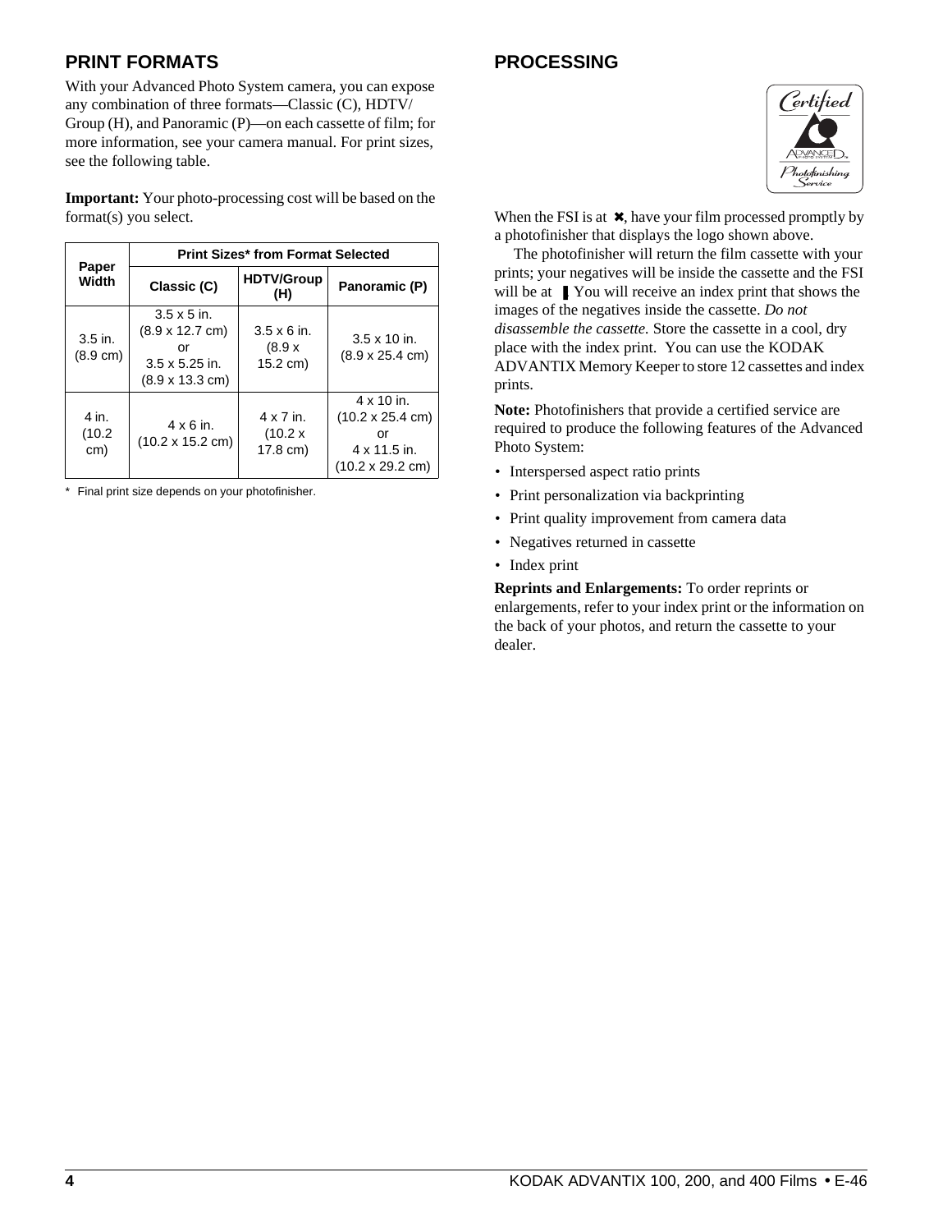## PRINT FORMATS

With your Advanced Photo System camera, you can expose any combination of three formats—Classic (C), HDTV/ Group (H), and Panoramic (P)—on each cassette of film; for more information, see your camera manual. For print sizes, see the following table.

**Important:** Your photo-processing cost will be based on the format(s) you select.

| Paper Width | Print Sizes* from Format Selected | | |
|---|---|---|---|
| | Classic (C) | HDTV/Group (H) | Panoramic (P) |
| 3.5 in. (8.9 cm) | 3.5 x 5 in. (8.9 x 12.7 cm) or 3.5 x 5.25 in. (8.9 x 13.3 cm) | 3.5 x 6 in. (8.9 x 15.2 cm) | 3.5 x 10 in. (8.9 x 25.4 cm) |
| 4 in. (10.2 cm) | 4 x 6 in. (10.2 x 15.2 cm) | 4 x 7 in. (10.2 x 17.8 cm) | 4 x 10 in. (10.2 x 25.4 cm) or 4 x 11.5 in. (10.2 x 29.2 cm) |

\* Final print size depends on your photofinisher.

## PROCESSING

When the FSI is at ✖, have your film processed promptly by a photofinisher that displays the logo shown above.

The photofinisher will return the film cassette with your prints; your negatives will be inside the cassette and the FSI will be at ▮. You will receive an index print that shows the images of the negatives inside the cassette. *Do not disassemble the cassette.* Store the cassette in a cool, dry place with the index print. You can use the KODAK ADVANTIX Memory Keeper to store 12 cassettes and index prints.

**Note:** Photofinishers that provide a certified service are required to produce the following features of the Advanced Photo System:

- Interspersed aspect ratio prints
- Print personalization via backprinting
- Print quality improvement from camera data
- Negatives returned in cassette
- Index print

**Reprints and Enlargements:** To order reprints or enlargements, refer to your index print or the information on the back of your photos, and return the cassette to your dealer.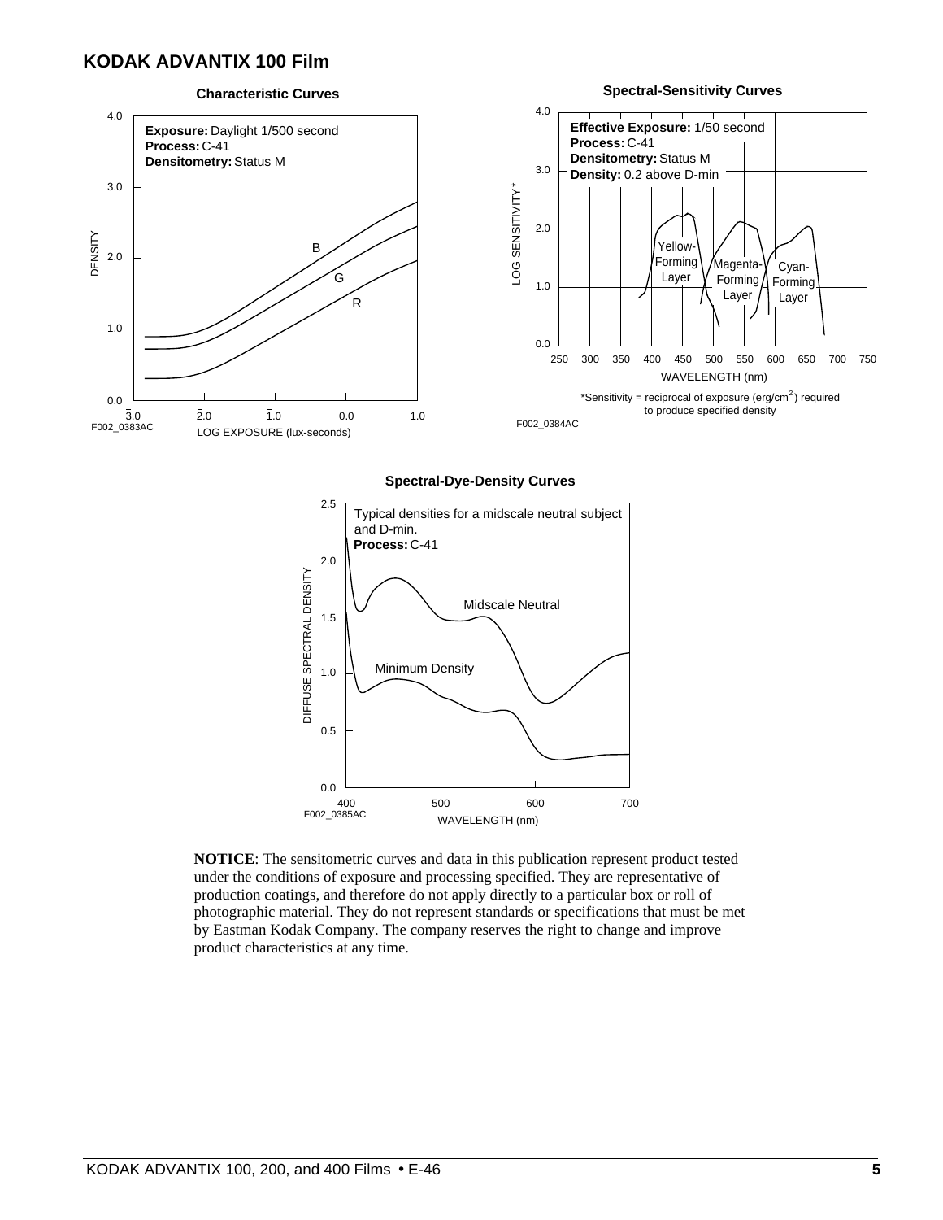## KODAK ADVANTIX 100 Film

**Characteristic Curves**

**Exposure:** Daylight 1/500 second
**Process:** C-41
**Densitometry:** Status M

F002_0383AC

**Spectral-Sensitivity Curves**

**Effective Exposure:** 1/50 second
**Process:** C-41
**Densitometry:** Status M
**Density:** 0.2 above D-min

*Sensitivity = reciprocal of exposure (erg/cm$^2$) required to produce specified density

F002_0384AC

**Spectral-Dye-Density Curves**

Typical densities for a midscale neutral subject and D-min.
**Process:** C-41

F002_0385AC

**NOTICE**: The sensitometric curves and data in this publication represent product tested under the conditions of exposure and processing specified. They are representative of production coatings, and therefore do not apply directly to a particular box or roll of photographic material. They do not represent standards or specifications that must be met by Eastman Kodak Company. The company reserves the right to change and improve product characteristics at any time.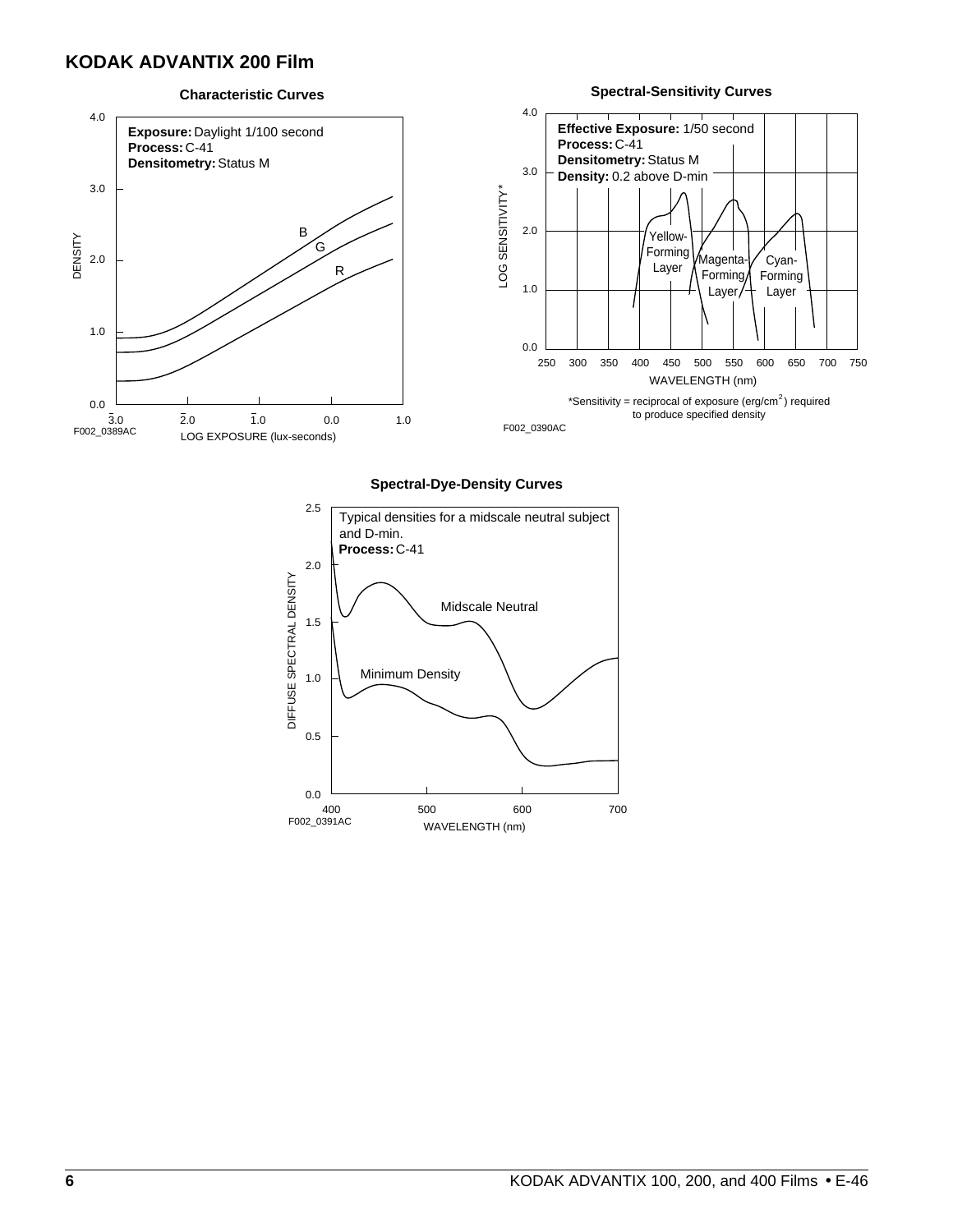## KODAK ADVANTIX 200 Film

**Characteristic Curves**

**Exposure:** Daylight 1/100 second
**Process:** C-41
**Densitometry:** Status M

F002_0389AC

**Spectral-Sensitivity Curves**

**Effective Exposure:** 1/50 second
**Process:** C-41
**Densitometry:** Status M
**Density:** 0.2 above D-min

*Sensitivity = reciprocal of exposure ($erg/cm^2$) required to produce specified density

F002_0390AC

**Spectral-Dye-Density Curves**

Typical densities for a midscale neutral subject and D-min.
**Process:** C-41

F002_0391AC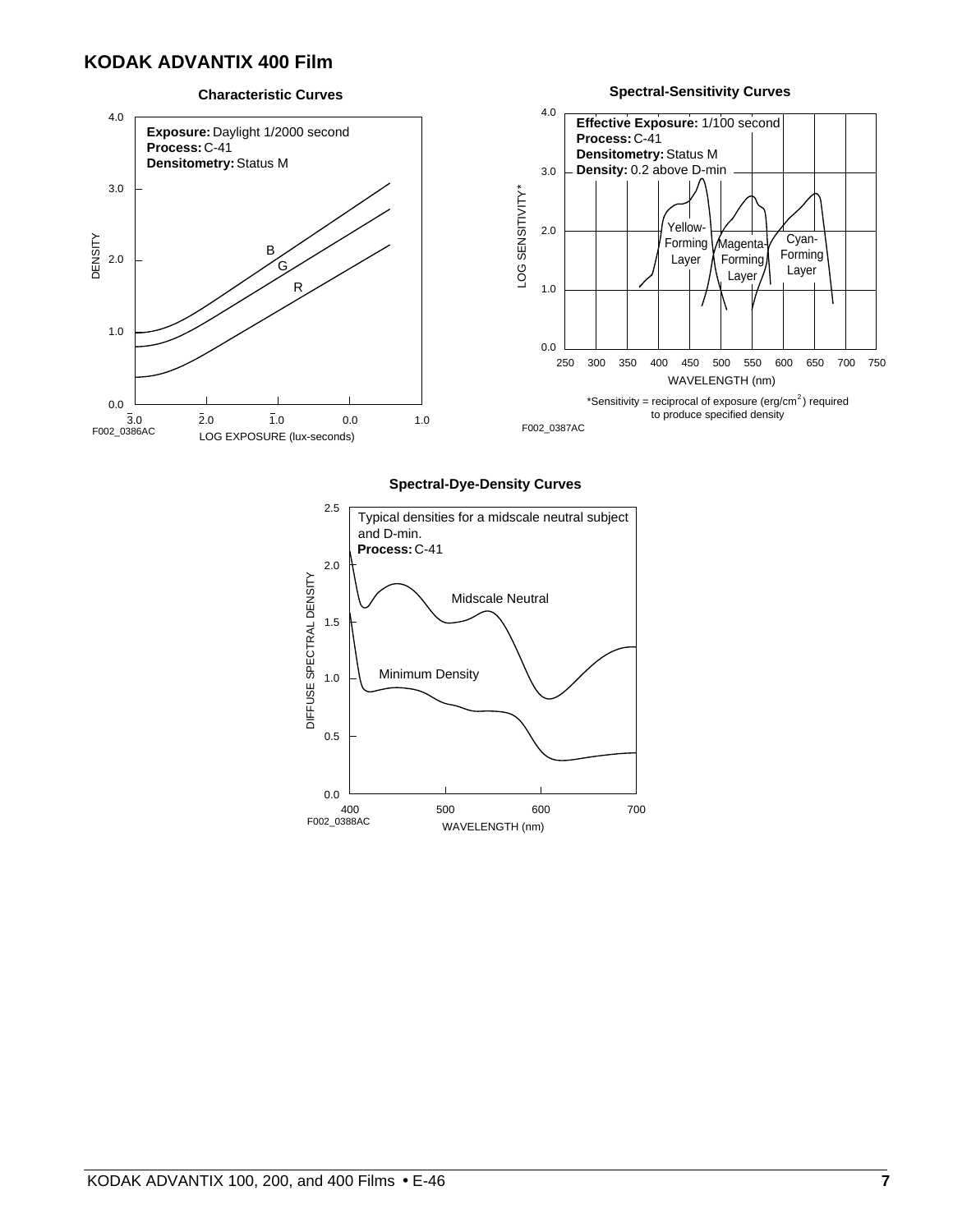## KODAK ADVANTIX 400 Film

### Characteristic Curves

**Exposure:** Daylight 1/2000 second
**Process:** C-41
**Densitometry:** Status M

F002_0386AC

### Spectral-Sensitivity Curves

**Effective Exposure:** 1/100 second
**Process:** C-41
**Densitometry:** Status M
**Density:** 0.2 above D-min

*Sensitivity = reciprocal of exposure ($erg/cm^2$) required to produce specified density

F002_0387AC

### Spectral-Dye-Density Curves

Typical densities for a midscale neutral subject and D-min.
**Process:** C-41

F002_0388AC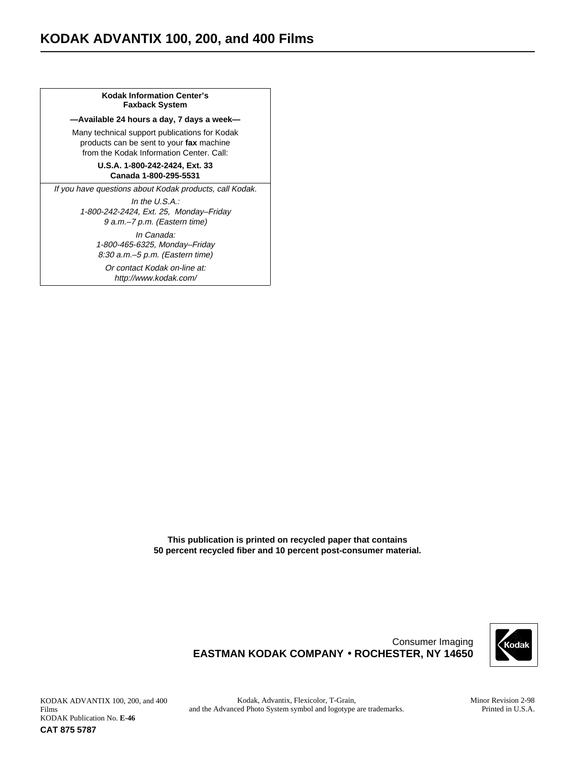**Kodak Information Center's**
**Faxback System**

**—Available 24 hours a day, 7 days a week—**

Many technical support publications for Kodak products can be sent to your **fax** machine from the Kodak Information Center. Call:

**U.S.A. 1-800-242-2424, Ext. 33**
**Canada 1-800-295-5531**

*If you have questions about Kodak products, call Kodak.*

*In the U.S.A.:*
*1-800-242-2424, Ext. 25, Monday–Friday*
*9 a.m.–7 p.m. (Eastern time)*

*In Canada:*
*1-800-465-6325, Monday–Friday*
*8:30 a.m.–5 p.m. (Eastern time)*

*Or contact Kodak on-line at:*
*http://www.kodak.com/*

**This publication is printed on recycled paper that contains 50 percent recycled fiber and 10 percent post-consumer material.**

Consumer Imaging
**EASTMAN KODAK COMPANY • ROCHESTER, NY 14650**

KODAK ADVANTIX 100, 200, and 400 Films
KODAK Publication No. **E-46**

Kodak, Advantix, Flexicolor, T-Grain, and the Advanced Photo System symbol and logotype are trademarks.

Minor Revision 2-98
Printed in U.S.A.

**CAT 875 5787**